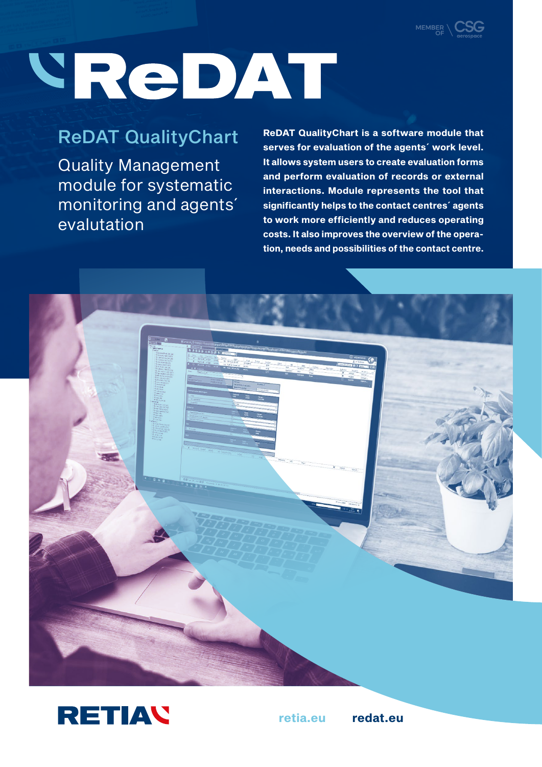MEMBER OF CSG aerospace

# ReDAT

## ReDAT QualityChart

Quality Management module for systematic monitoring and agents´ evalutation

**ReDAT QualityChart is a software module that serves for evaluation of the agents´ work level. It allows system users to create evaluation forms and perform evaluation of records or external interactions. Module represents the tool that significantly helps to the contact centres´ agents to work more efficiently and reduces operating costs. It also improves the overview of the operation, needs and possibilities of the contact centre.**

RETIA

retia.eu    **redat.eu**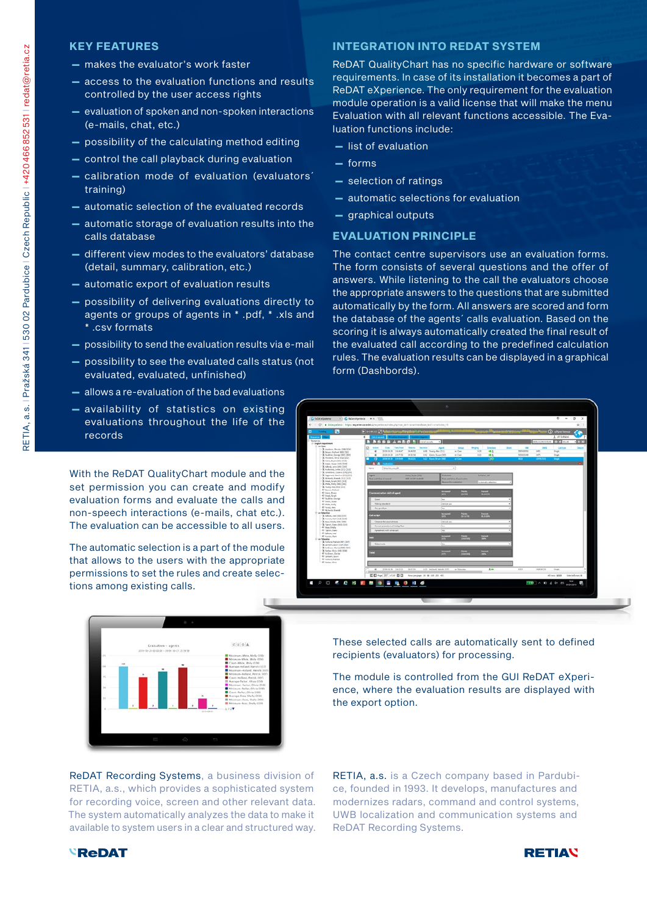## KEY FEATURES

- makes the evaluator's work faster
- access to the evaluation functions and results controlled by the user access rights
- evaluation of spoken and non-spoken interactions (e-mails, chat, etc.)
- possibility of the calculating method editing
- control the call playback during evaluation
- calibration mode of evaluation (evaluators´ training)
- automatic selection of the evaluated records
- automatic storage of evaluation results into the calls database
- different view modes to the evaluators' database (detail, summary, calibration, etc.)
- automatic export of evaluation results
- possibility of delivering evaluations directly to agents or groups of agents in *.pdf, *.xls and *.csv formats
- possibility to send the evaluation results via e-mail
- possibility to see the evaluated calls status (not evaluated, evaluated, unfinished)
- allows a re-evaluation of the bad evaluations
- availability of statistics on existing evaluations throughout the life of the records

With the ReDAT QualityChart module and the set permission you can create and modify evaluation forms and evaluate the calls and non-speech interactions (e-mails, chat etc.). The evaluation can be accessible to all users.

The automatic selection is a part of the module that allows to the users with the appropriate permissions to set the rules and create selections among existing calls.

## INTEGRATION INTO REDAT SYSTEM

ReDAT QualityChart has no specific hardware or software requirements. In case of its installation it becomes a part of ReDAT eXperience. The only requirement for the evaluation module operation is a valid license that will make the menu Evaluation with all relevant functions accessible. The Evaluation functions include:

- list of evaluation
- forms
- selection of ratings
- automatic selections for evaluation
- graphical outputs

## EVALUATION PRINCIPLE

The contact centre supervisors use an evaluation forms. The form consists of several questions and the offer of answers. While listening to the call the evaluators choose the appropriate answers to the questions that are submitted automatically by the form. All answers are scored and form the database of the agents´ calls evaluation. Based on the scoring it is always automatically created the final result of the evaluated call according to the predefined calculation rules. The evaluation results can be displayed in a graphical form (Dashbords).

These selected calls are automatically sent to defined recipients (evaluators) for processing.

The module is controlled from the GUI ReDAT eXperience, where the evaluation results are displayed with the export option.

ReDAT Recording Systems, a business division of RETIA, a.s., which provides a sophisticated system for recording voice, screen and other relevant data. The system automatically analyzes the data to make it available to system users in a clear and structured way.

RETIA, a.s. is a Czech company based in Pardubice, founded in 1993. It develops, manufactures and modernizes radars, command and control systems, UWB localization and communication systems and ReDAT Recording Systems.

RETIA, a.s. | Pražská 341 | 530 02 Pardubice | Czech Republic | +420 466 852 531 | redat@retia.cz